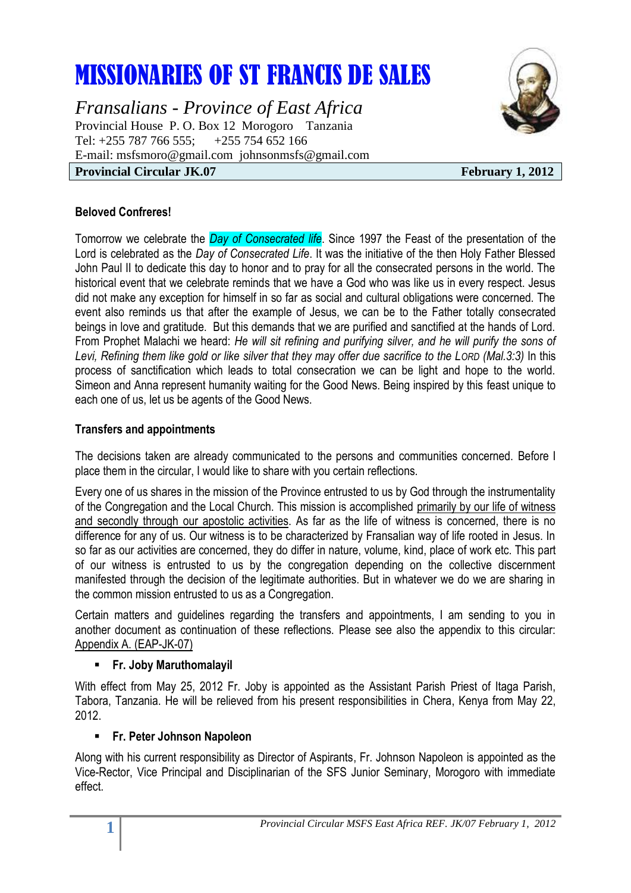# MISSIONARIES OF ST FRANCIS DE SALES

*Fransalians - Province of East Africa*

Provincial House P. O. Box 12 Morogoro Tanzania
Tel: +255 787 766 555; +255 754 652 166
E-mail: msfsmoro@gmail.com johnsonmsfs@gmail.com

**Provincial Circular JK.07** **February 1, 2012**

**Beloved Confreres!**

Tomorrow we celebrate the *Day of Consecrated life*. Since 1997 the Feast of the presentation of the Lord is celebrated as the *Day of Consecrated Life*. It was the initiative of the then Holy Father Blessed John Paul II to dedicate this day to honor and to pray for all the consecrated persons in the world. The historical event that we celebrate reminds that we have a God who was like us in every respect. Jesus did not make any exception for himself in so far as social and cultural obligations were concerned. The event also reminds us that after the example of Jesus, we can be to the Father totally consecrated beings in love and gratitude. But this demands that we are purified and sanctified at the hands of Lord. From Prophet Malachi we heard: *He will sit refining and purifying silver, and he will purify the sons of Levi, Refining them like gold or like silver that they may offer due sacrifice to the LORD (Mal.3:3)* In this process of sanctification which leads to total consecration we can be light and hope to the world. Simeon and Anna represent humanity waiting for the Good News. Being inspired by this feast unique to each one of us, let us be agents of the Good News.

**Transfers and appointments**

The decisions taken are already communicated to the persons and communities concerned. Before I place them in the circular, I would like to share with you certain reflections.

Every one of us shares in the mission of the Province entrusted to us by God through the instrumentality of the Congregation and the Local Church. This mission is accomplished primarily by our life of witness and secondly through our apostolic activities. As far as the life of witness is concerned, there is no difference for any of us. Our witness is to be characterized by Fransalian way of life rooted in Jesus. In so far as our activities are concerned, they do differ in nature, volume, kind, place of work etc. This part of our witness is entrusted to us by the congregation depending on the collective discernment manifested through the decision of the legitimate authorities. But in whatever we do we are sharing in the common mission entrusted to us as a Congregation.

Certain matters and guidelines regarding the transfers and appointments, I am sending to you in another document as continuation of these reflections. Please see also the appendix to this circular: Appendix A. (EAP-JK-07)

- **Fr. Joby Maruthomalayil**

With effect from May 25, 2012 Fr. Joby is appointed as the Assistant Parish Priest of Itaga Parish, Tabora, Tanzania. He will be relieved from his present responsibilities in Chera, Kenya from May 22, 2012.

- **Fr. Peter Johnson Napoleon**

Along with his current responsibility as Director of Aspirants, Fr. Johnson Napoleon is appointed as the Vice-Rector, Vice Principal and Disciplinarian of the SFS Junior Seminary, Morogoro with immediate effect.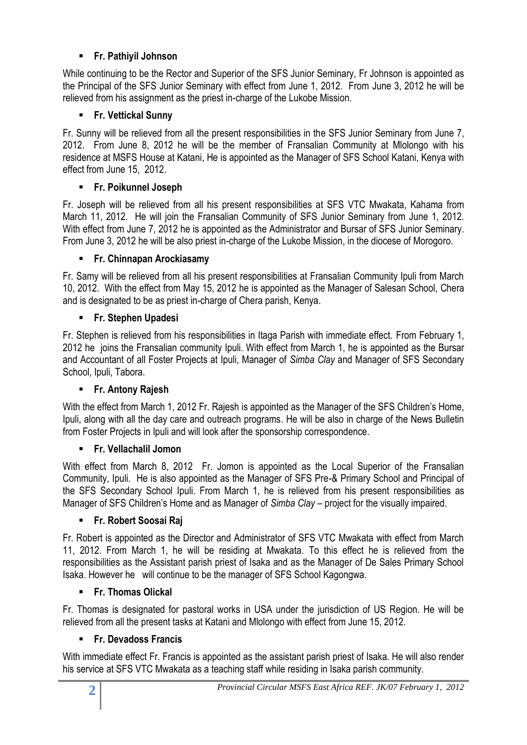- **Fr. Pathiyil Johnson**

While continuing to be the Rector and Superior of the SFS Junior Seminary, Fr Johnson is appointed as the Principal of the SFS Junior Seminary with effect from June 1, 2012. From June 3, 2012 he will be relieved from his assignment as the priest in-charge of the Lukobe Mission.

- **Fr. Vettickal Sunny**

Fr. Sunny will be relieved from all the present responsibilities in the SFS Junior Seminary from June 7, 2012. From June 8, 2012 he will be the member of Fransalian Community at Mlolongo with his residence at MSFS House at Katani, He is appointed as the Manager of SFS School Katani, Kenya with effect from June 15, 2012.

- **Fr. Poikunnel Joseph**

Fr. Joseph will be relieved from all his present responsibilities at SFS VTC Mwakata, Kahama from March 11, 2012. He will join the Fransalian Community of SFS Junior Seminary from June 1, 2012. With effect from June 7, 2012 he is appointed as the Administrator and Bursar of SFS Junior Seminary. From June 3, 2012 he will be also priest in-charge of the Lukobe Mission, in the diocese of Morogoro.

- **Fr. Chinnapan Arockiasamy**

Fr. Samy will be relieved from all his present responsibilities at Fransalian Community Ipuli from March 10, 2012. With the effect from May 15, 2012 he is appointed as the Manager of Salesan School, Chera and is designated to be as priest in-charge of Chera parish, Kenya.

- **Fr. Stephen Upadesi**

Fr. Stephen is relieved from his responsibilities in Itaga Parish with immediate effect. From February 1, 2012 he joins the Fransalian community Ipuli. With effect from March 1, he is appointed as the Bursar and Accountant of all Foster Projects at Ipuli, Manager of *Simba Clay* and Manager of SFS Secondary School, Ipuli, Tabora.

- **Fr. Antony Rajesh**

With the effect from March 1, 2012 Fr. Rajesh is appointed as the Manager of the SFS Children's Home, Ipuli, along with all the day care and outreach programs. He will be also in charge of the News Bulletin from Foster Projects in Ipuli and will look after the sponsorship correspondence.

- **Fr. Vellachalil Jomon**

With effect from March 8, 2012 Fr. Jomon is appointed as the Local Superior of the Fransalian Community, Ipuli. He is also appointed as the Manager of SFS Pre-& Primary School and Principal of the SFS Secondary School Ipuli. From March 1, he is relieved from his present responsibilities as Manager of SFS Children's Home and as Manager of *Simba Clay* – project for the visually impaired.

- **Fr. Robert Soosai Raj**

Fr. Robert is appointed as the Director and Administrator of SFS VTC Mwakata with effect from March 11, 2012. From March 1, he will be residing at Mwakata. To this effect he is relieved from the responsibilities as the Assistant parish priest of Isaka and as the Manager of De Sales Primary School Isaka. However he will continue to be the manager of SFS School Kagongwa.

- **Fr. Thomas Olickal**

Fr. Thomas is designated for pastoral works in USA under the jurisdiction of US Region. He will be relieved from all the present tasks at Katani and Mlolongo with effect from June 15, 2012.

- **Fr. Devadoss Francis**

With immediate effect Fr. Francis is appointed as the assistant parish priest of Isaka. He will also render his service at SFS VTC Mwakata as a teaching staff while residing in Isaka parish community.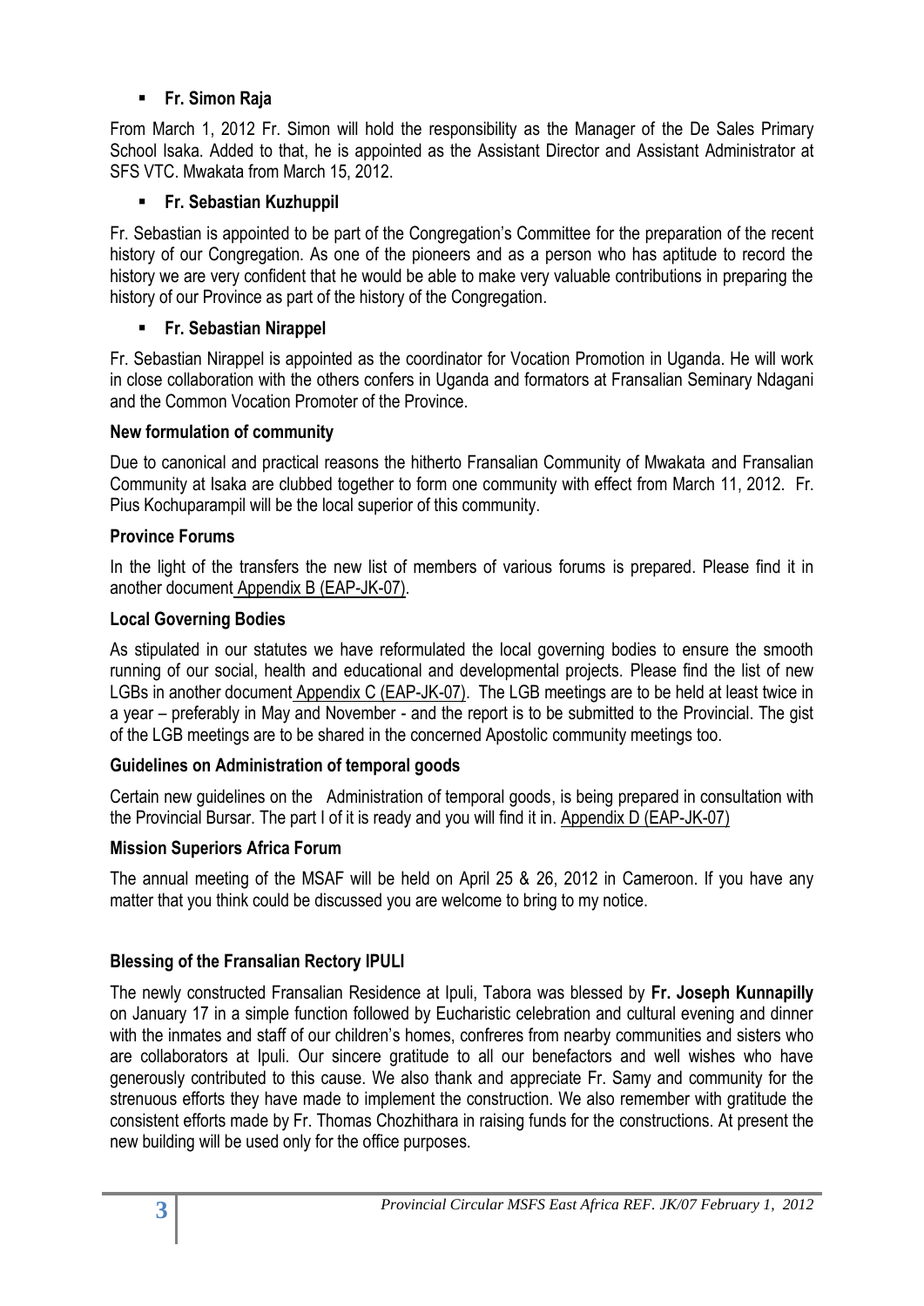- **Fr. Simon Raja**

From March 1, 2012 Fr. Simon will hold the responsibility as the Manager of the De Sales Primary School Isaka. Added to that, he is appointed as the Assistant Director and Assistant Administrator at SFS VTC. Mwakata from March 15, 2012.

- **Fr. Sebastian Kuzhuppil**

Fr. Sebastian is appointed to be part of the Congregation's Committee for the preparation of the recent history of our Congregation. As one of the pioneers and as a person who has aptitude to record the history we are very confident that he would be able to make very valuable contributions in preparing the history of our Province as part of the history of the Congregation.

- **Fr. Sebastian Nirappel**

Fr. Sebastian Nirappel is appointed as the coordinator for Vocation Promotion in Uganda. He will work in close collaboration with the others confers in Uganda and formators at Fransalian Seminary Ndagani and the Common Vocation Promoter of the Province.

**New formulation of community**

Due to canonical and practical reasons the hitherto Fransalian Community of Mwakata and Fransalian Community at Isaka are clubbed together to form one community with effect from March 11, 2012. Fr. Pius Kochuparampil will be the local superior of this community.

**Province Forums**

In the light of the transfers the new list of members of various forums is prepared. Please find it in another document Appendix B (EAP-JK-07).

**Local Governing Bodies**

As stipulated in our statutes we have reformulated the local governing bodies to ensure the smooth running of our social, health and educational and developmental projects. Please find the list of new LGBs in another document Appendix C (EAP-JK-07). The LGB meetings are to be held at least twice in a year – preferably in May and November - and the report is to be submitted to the Provincial. The gist of the LGB meetings are to be shared in the concerned Apostolic community meetings too.

**Guidelines on Administration of temporal goods**

Certain new guidelines on the Administration of temporal goods, is being prepared in consultation with the Provincial Bursar. The part I of it is ready and you will find it in. Appendix D (EAP-JK-07)

**Mission Superiors Africa Forum**

The annual meeting of the MSAF will be held on April 25 & 26, 2012 in Cameroon. If you have any matter that you think could be discussed you are welcome to bring to my notice.

**Blessing of the Fransalian Rectory IPULI**

The newly constructed Fransalian Residence at Ipuli, Tabora was blessed by **Fr. Joseph Kunnapilly** on January 17 in a simple function followed by Eucharistic celebration and cultural evening and dinner with the inmates and staff of our children's homes, confreres from nearby communities and sisters who are collaborators at Ipuli. Our sincere gratitude to all our benefactors and well wishes who have generously contributed to this cause. We also thank and appreciate Fr. Samy and community for the strenuous efforts they have made to implement the construction. We also remember with gratitude the consistent efforts made by Fr. Thomas Chozhithara in raising funds for the constructions. At present the new building will be used only for the office purposes.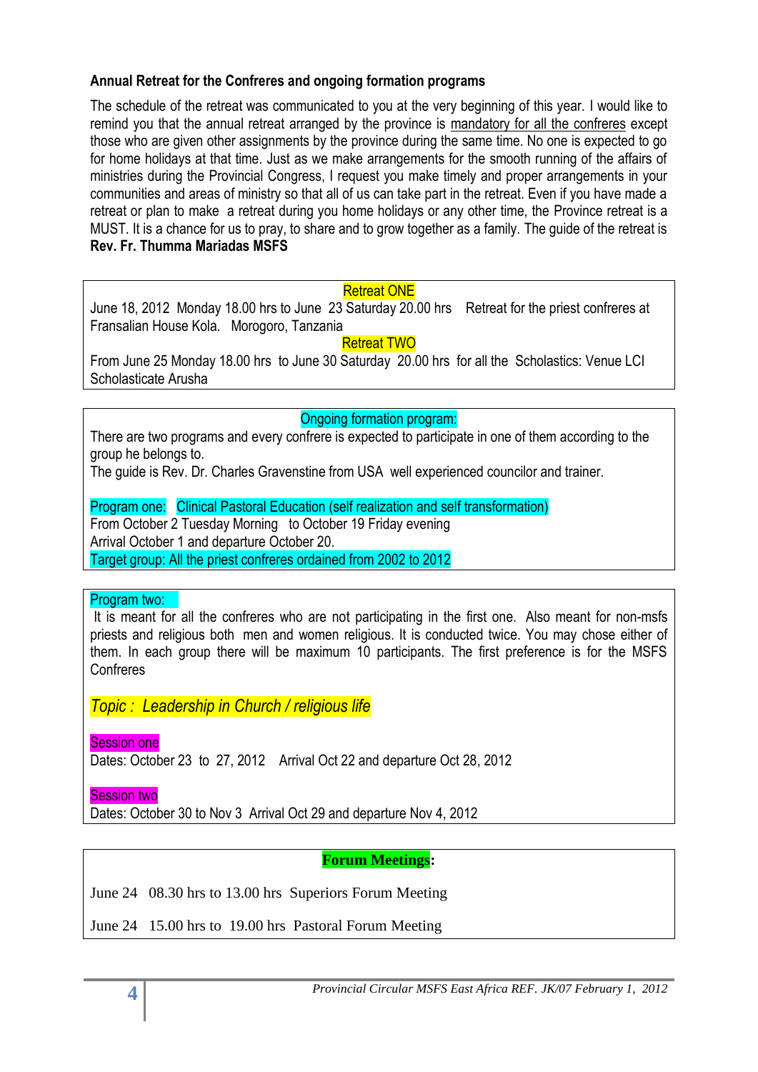**Annual Retreat for the Confreres and ongoing formation programs**

The schedule of the retreat was communicated to you at the very beginning of this year. I would like to remind you that the annual retreat arranged by the province is mandatory for all the confreres except those who are given other assignments by the province during the same time. No one is expected to go for home holidays at that time. Just as we make arrangements for the smooth running of the affairs of ministries during the Provincial Congress, I request you make timely and proper arrangements in your communities and areas of ministry so that all of us can take part in the retreat. Even if you have made a retreat or plan to make a retreat during you home holidays or any other time, the Province retreat is a MUST. It is a chance for us to pray, to share and to grow together as a family. The guide of the retreat is **Rev. Fr. Thumma Mariadas MSFS**

Retreat ONE

June 18, 2012 Monday 18.00 hrs to June 23 Saturday 20.00 hrs Retreat for the priest confreres at Fransalian House Kola. Morogoro, Tanzania

Retreat TWO

From June 25 Monday 18.00 hrs to June 30 Saturday 20.00 hrs for all the Scholastics: Venue LCI Scholasticate Arusha

Ongoing formation program:

There are two programs and every confrere is expected to participate in one of them according to the group he belongs to.

The guide is Rev. Dr. Charles Gravenstine from USA well experienced councilor and trainer.

Program one: Clinical Pastoral Education (self realization and self transformation)

From October 2 Tuesday Morning to October 19 Friday evening

Arrival October 1 and departure October 20.

Target group: All the priest confreres ordained from 2002 to 2012

Program two:

It is meant for all the confreres who are not participating in the first one. Also meant for non-msfs priests and religious both men and women religious. It is conducted twice. You may chose either of them. In each group there will be maximum 10 participants. The first preference is for the MSFS Confreres

*Topic : Leadership in Church / religious life*

Session one

Dates: October 23 to 27, 2012 Arrival Oct 22 and departure Oct 28, 2012

Session two

Dates: October 30 to Nov 3 Arrival Oct 29 and departure Nov 4, 2012

**Forum Meetings**:

June 24 08.30 hrs to 13.00 hrs Superiors Forum Meeting

June 24 15.00 hrs to 19.00 hrs Pastoral Forum Meeting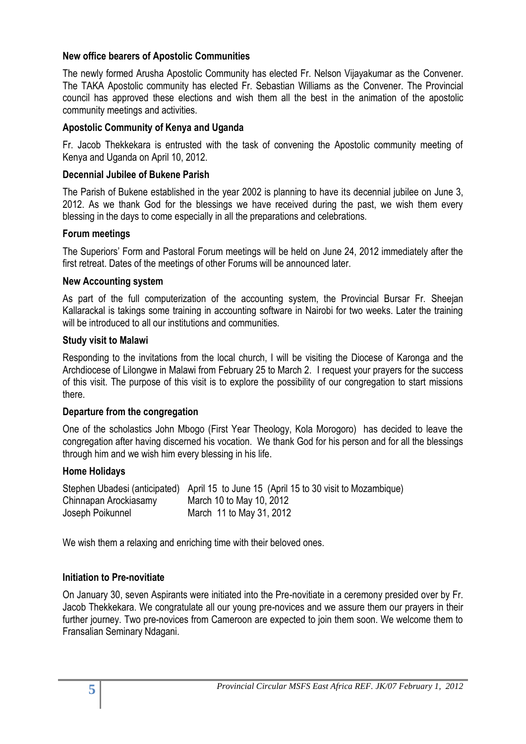**New office bearers of Apostolic Communities**

The newly formed Arusha Apostolic Community has elected Fr. Nelson Vijayakumar as the Convener. The TAKA Apostolic community has elected Fr. Sebastian Williams as the Convener. The Provincial council has approved these elections and wish them all the best in the animation of the apostolic community meetings and activities.

**Apostolic Community of Kenya and Uganda**

Fr. Jacob Thekkekara is entrusted with the task of convening the Apostolic community meeting of Kenya and Uganda on April 10, 2012.

**Decennial Jubilee of Bukene Parish**

The Parish of Bukene established in the year 2002 is planning to have its decennial jubilee on June 3, 2012. As we thank God for the blessings we have received during the past, we wish them every blessing in the days to come especially in all the preparations and celebrations.

**Forum meetings**

The Superiors' Form and Pastoral Forum meetings will be held on June 24, 2012 immediately after the first retreat. Dates of the meetings of other Forums will be announced later.

**New Accounting system**

As part of the full computerization of the accounting system, the Provincial Bursar Fr. Sheejan Kallarackal is takings some training in accounting software in Nairobi for two weeks. Later the training will be introduced to all our institutions and communities.

**Study visit to Malawi**

Responding to the invitations from the local church, I will be visiting the Diocese of Karonga and the Archdiocese of Lilongwe in Malawi from February 25 to March 2. I request your prayers for the success of this visit. The purpose of this visit is to explore the possibility of our congregation to start missions there.

**Departure from the congregation**

One of the scholastics John Mbogo (First Year Theology, Kola Morogoro) has decided to leave the congregation after having discerned his vocation. We thank God for his person and for all the blessings through him and we wish him every blessing in his life.

**Home Holidays**

| | |
|---|---|
| Stephen Ubadesi (anticipated) | April 15 to June 15 (April 15 to 30 visit to Mozambique) |
| Chinnapan Arockiasamy | March 10 to May 10, 2012 |
| Joseph Poikunnel | March 11 to May 31, 2012 |

We wish them a relaxing and enriching time with their beloved ones.

**Initiation to Pre-novitiate**

On January 30, seven Aspirants were initiated into the Pre-novitiate in a ceremony presided over by Fr. Jacob Thekkekara. We congratulate all our young pre-novices and we assure them our prayers in their further journey. Two pre-novices from Cameroon are expected to join them soon. We welcome them to Fransalian Seminary Ndagani.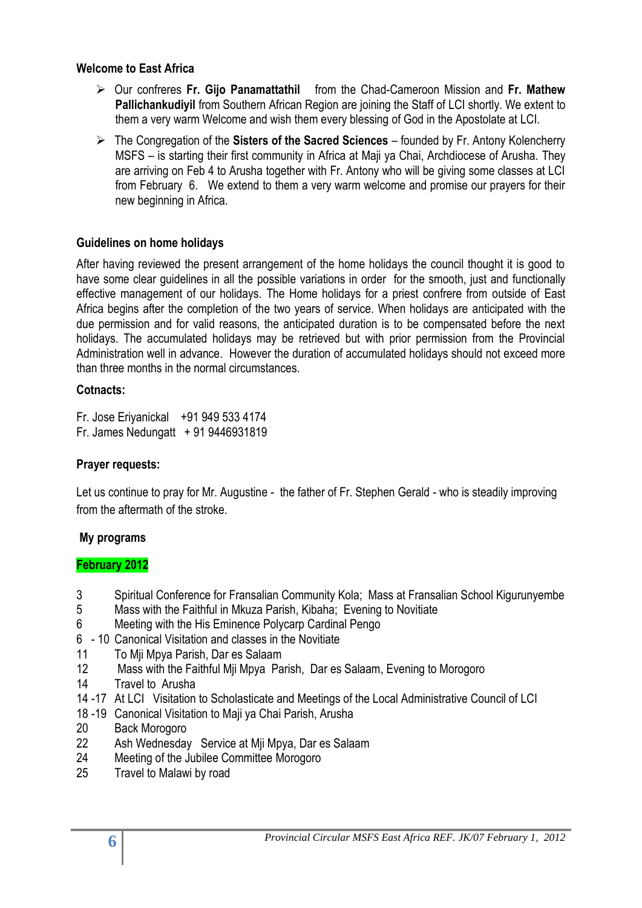**Welcome to East Africa**

- Our confreres **Fr. Gijo Panamattathil** from the Chad-Cameroon Mission and **Fr. Mathew Pallichankudiyil** from Southern African Region are joining the Staff of LCI shortly. We extent to them a very warm Welcome and wish them every blessing of God in the Apostolate at LCI.
- The Congregation of the **Sisters of the Sacred Sciences** – founded by Fr. Antony Kolencherry MSFS – is starting their first community in Africa at Maji ya Chai, Archdiocese of Arusha. They are arriving on Feb 4 to Arusha together with Fr. Antony who will be giving some classes at LCI from February 6. We extend to them a very warm welcome and promise our prayers for their new beginning in Africa.

**Guidelines on home holidays**

After having reviewed the present arrangement of the home holidays the council thought it is good to have some clear guidelines in all the possible variations in order for the smooth, just and functionally effective management of our holidays. The Home holidays for a priest confrere from outside of East Africa begins after the completion of the two years of service. When holidays are anticipated with the due permission and for valid reasons, the anticipated duration is to be compensated before the next holidays. The accumulated holidays may be retrieved but with prior permission from the Provincial Administration well in advance. However the duration of accumulated holidays should not exceed more than three months in the normal circumstances.

**Cotnacts:**

Fr. Jose Eriyanickal +91 949 533 4174
Fr. James Nedungatt + 91 9446931819

**Prayer requests:**

Let us continue to pray for Mr. Augustine - the father of Fr. Stephen Gerald - who is steadily improving from the aftermath of the stroke.

**My programs**

**February 2012**

| | |
|---|---|
| 3 | Spiritual Conference for Fransalian Community Kola; Mass at Fransalian School Kigurunyembe |
| 5 | Mass with the Faithful in Mkuza Parish, Kibaha; Evening to Novitiate |
| 6 | Meeting with the His Eminence Polycarp Cardinal Pengo |
| 6 - 10 | Canonical Visitation and classes in the Novitiate |
| 11 | To Mji Mpya Parish, Dar es Salaam |
| 12 | Mass with the Faithful Mji Mpya Parish, Dar es Salaam, Evening to Morogoro |
| 14 | Travel to Arusha |
| 14 -17 | At LCI Visitation to Scholasticate and Meetings of the Local Administrative Council of LCI |
| 18 -19 | Canonical Visitation to Maji ya Chai Parish, Arusha |
| 20 | Back Morogoro |
| 22 | Ash Wednesday Service at Mji Mpya, Dar es Salaam |
| 24 | Meeting of the Jubilee Committee Morogoro |
| 25 | Travel to Malawi by road |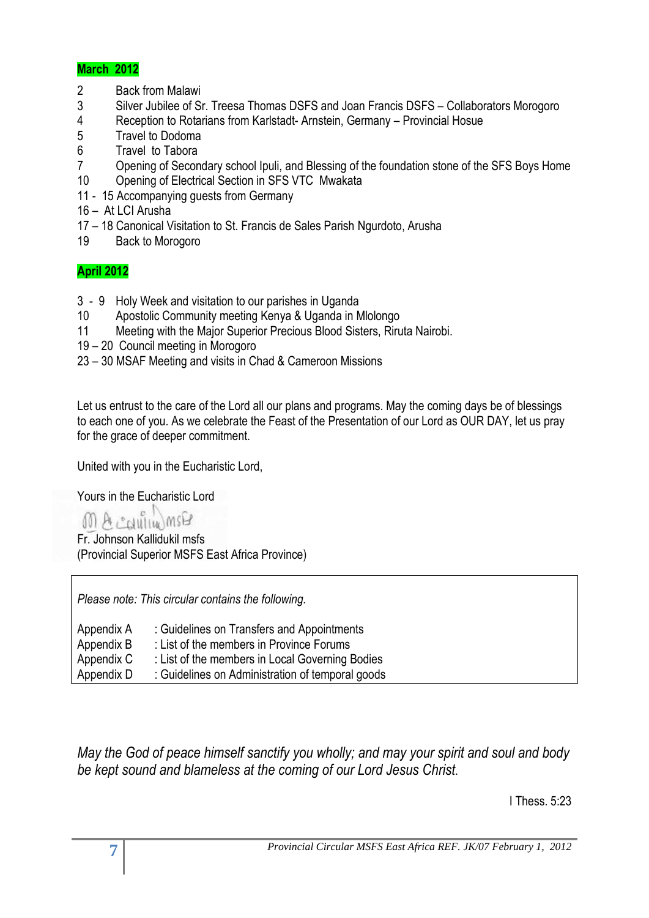**March 2012**

2 Back from Malawi
3 Silver Jubilee of Sr. Treesa Thomas DSFS and Joan Francis DSFS – Collaborators Morogoro
4 Reception to Rotarians from Karlstadt- Arnstein, Germany – Provincial Hosue
5 Travel to Dodoma
6 Travel to Tabora
7 Opening of Secondary school Ipuli, and Blessing of the foundation stone of the SFS Boys Home
10 Opening of Electrical Section in SFS VTC Mwakata
11 - 15 Accompanying guests from Germany
16 – At LCI Arusha
17 – 18 Canonical Visitation to St. Francis de Sales Parish Ngurdoto, Arusha
19 Back to Morogoro

**April 2012**

3 - 9 Holy Week and visitation to our parishes in Uganda
10 Apostolic Community meeting Kenya & Uganda in Mlolongo
11 Meeting with the Major Superior Precious Blood Sisters, Riruta Nairobi.
19 – 20 Council meeting in Morogoro
23 – 30 MSAF Meeting and visits in Chad & Cameroon Missions

Let us entrust to the care of the Lord all our plans and programs. May the coming days be of blessings to each one of you. As we celebrate the Feast of the Presentation of our Lord as OUR DAY, let us pray for the grace of deeper commitment.

United with you in the Eucharistic Lord,

Yours in the Eucharistic Lord

Fr. Johnson Kallidukil msfs
(Provincial Superior MSFS East Africa Province)

*Please note: This circular contains the following.*

| | |
|---|---|
| Appendix A | : Guidelines on Transfers and Appointments |
| Appendix B | : List of the members in Province Forums |
| Appendix C | : List of the members in Local Governing Bodies |
| Appendix D | : Guidelines on Administration of temporal goods |

*May the God of peace himself sanctify you wholly; and may your spirit and soul and body be kept sound and blameless at the coming of our Lord Jesus Christ.*

I Thess. 5:23